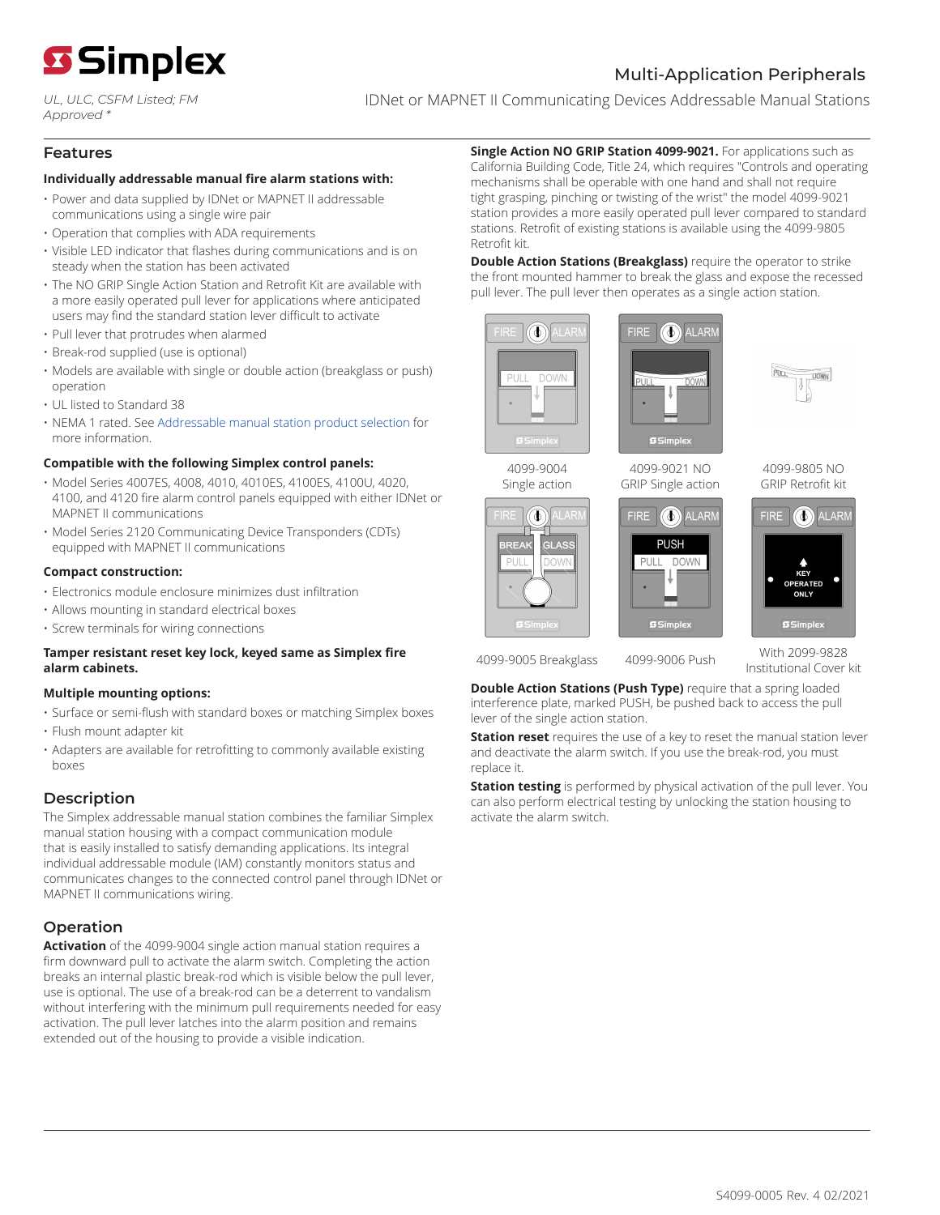# Simplex

*UL, ULC, CSFM Listed; FM Approved \**

## Multi-Application Peripherals

IDNet or MAPNET II Communicating Devices Addressable Manual Stations

## Features

### Individually addressable manual fire alarm stations with:

- Power and data supplied by IDNet or MAPNET II addressable communications using a single wire pair
- Operation that complies with ADA requirements
- Visible LED indicator that flashes during communications and is on steady when the station has been activated
- The NO GRIP Single Action Station and Retrofit Kit are available with a more easily operated pull lever for applications where anticipated users may find the standard station lever difficult to activate
- Pull lever that protrudes when alarmed
- Break-rod supplied (use is optional)
- Models are available with single or double action (breakglass or push) operation
- UL listed to Standard 38
- NEMA 1 rated. See Addressable manual station product selection for more information.

### Compatible with the following Simplex control panels:

- Model Series 4007ES, 4008, 4010, 4010ES, 4100ES, 4100U, 4020, 4100, and 4120 fire alarm control panels equipped with either IDNet or MAPNET II communications
- Model Series 2120 Communicating Device Transponders (CDTs) equipped with MAPNET II communications

### Compact construction:

- Electronics module enclosure minimizes dust infiltration
- Allows mounting in standard electrical boxes
- Screw terminals for wiring connections

### Tamper resistant reset key lock, keyed same as Simplex fire alarm cabinets.

### Multiple mounting options:

- Surface or semi-flush with standard boxes or matching Simplex boxes
- Flush mount adapter kit
- Adapters are available for retrofitting to commonly available existing boxes

## Description

The Simplex addressable manual station combines the familiar Simplex manual station housing with a compact communication module that is easily installed to satisfy demanding applications. Its integral individual addressable module (IAM) constantly monitors status and communicates changes to the connected control panel through IDNet or MAPNET II communications wiring.

## Operation

**Activation** of the 4099-9004 single action manual station requires a firm downward pull to activate the alarm switch. Completing the action breaks an internal plastic break-rod which is visible below the pull lever, use is optional. The use of a break-rod can be a deterrent to vandalism without interfering with the minimum pull requirements needed for easy activation. The pull lever latches into the alarm position and remains extended out of the housing to provide a visible indication.

**Single Action NO GRIP Station 4099-9021.** For applications such as California Building Code, Title 24, which requires "Controls and operating mechanisms shall be operable with one hand and shall not require tight grasping, pinching or twisting of the wrist" the model 4099-9021 station provides a more easily operated pull lever compared to standard stations. Retrofit of existing stations is available using the 4099-9805 Retrofit kit.

**Double Action Stations (Breakglass)** require the operator to strike the front mounted hammer to break the glass and expose the recessed pull lever. The pull lever then operates as a single action station.

4099-9004 Single action

4099-9021 NO GRIP Single action

4099-9805 NO GRIP Retrofit kit

4099-9005 Breakglass

4099-9006 Push

With 2099-9828 Institutional Cover kit

**Double Action Stations (Push Type)** require that a spring loaded interference plate, marked PUSH, be pushed back to access the pull lever of the single action station.

**Station reset** requires the use of a key to reset the manual station lever and deactivate the alarm switch. If you use the break-rod, you must replace it.

**Station testing** is performed by physical activation of the pull lever. You can also perform electrical testing by unlocking the station housing to activate the alarm switch.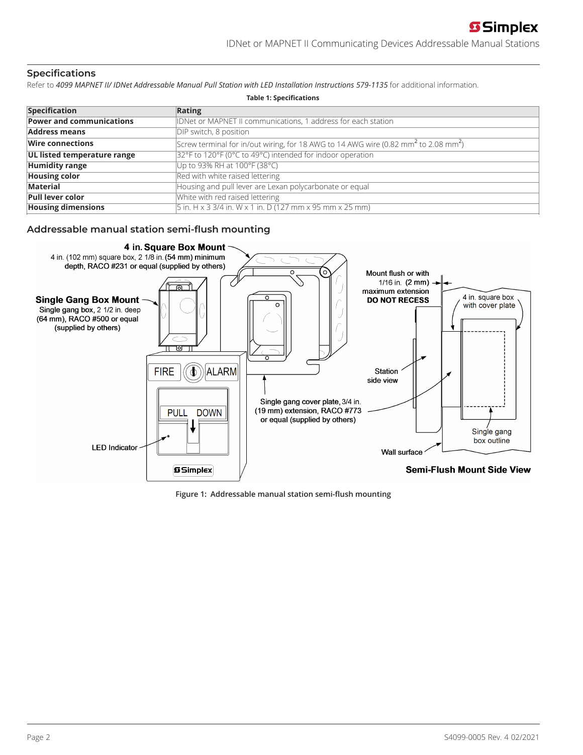## Specifications

Refer to *4099 MAPNET II/ IDNet Addressable Manual Pull Station with LED Installation Instructions 579-1135* for additional information.

**Table 1: Specifications**

| Specification | Rating |
|---|---|
| **Power and communications** | IDNet or MAPNET II communications, 1 address for each station |
| **Address means** | DIP switch, 8 position |
| **Wire connections** | Screw terminal for in/out wiring, for 18 AWG to 14 AWG wire (0.82 $mm^2$ to 2.08 $mm^2$) |
| **UL listed temperature range** | 32°F to 120°F (0°C to 49°C) intended for indoor operation |
| **Humidity range** | Up to 93% RH at 100°F (38°C) |
| **Housing color** | Red with white raised lettering |
| **Material** | Housing and pull lever are Lexan polycarbonate or equal |
| **Pull lever color** | White with red raised lettering |
| **Housing dimensions** | 5 in. H x 3 3/4 in. W x 1 in. D (127 mm x 95 mm x 25 mm) |

## Addressable manual station semi-flush mounting

**4 in. Square Box Mount** — 4 in. (102 mm) square box, 2 1/8 in. (54 mm) minimum depth, RACO #231 or equal (supplied by others)

**Single Gang Box Mount** — Single gang box, 2 1/2 in. deep (64 mm), RACO #500 or equal (supplied by others)

Single gang cover plate, 3/4 in. (19 mm) extension, RACO #773 or equal (supplied by others)

LED Indicator

Mount flush or with 1/16 in. (2 mm) maximum extension **DO NOT RECESS**

4 in. square box with cover plate

Station side view

Single gang box outline

Wall surface

**Semi-Flush Mount Side View**

**Figure 1: Addressable manual station semi-flush mounting**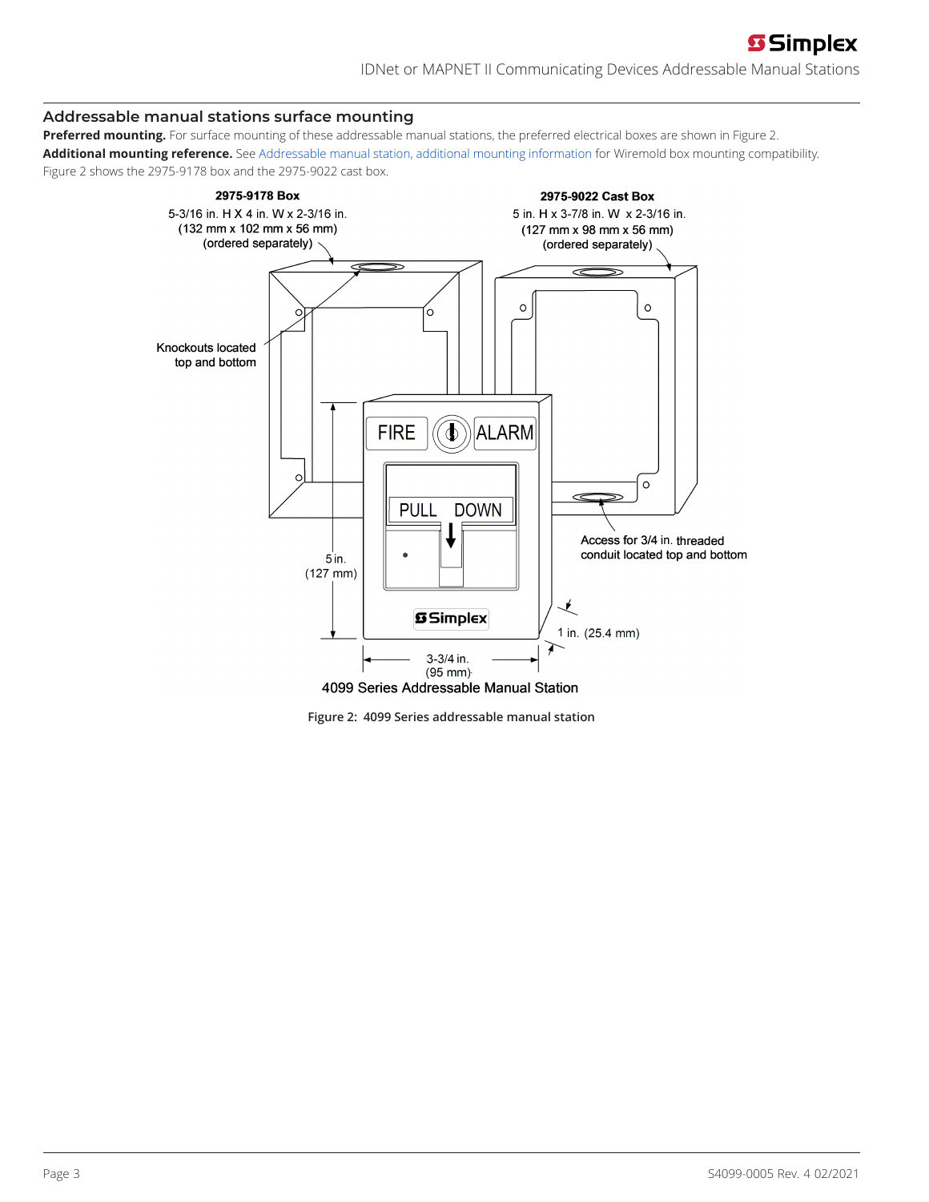## Addressable manual stations surface mounting

**Preferred mounting.** For surface mounting of these addressable manual stations, the preferred electrical boxes are shown in Figure 2.

**Additional mounting reference.** See Addressable manual station, additional mounting information for Wiremold box mounting compatibility.

Figure 2 shows the 2975-9178 box and the 2975-9022 cast box.

Figure 2: 4099 Series addressable manual station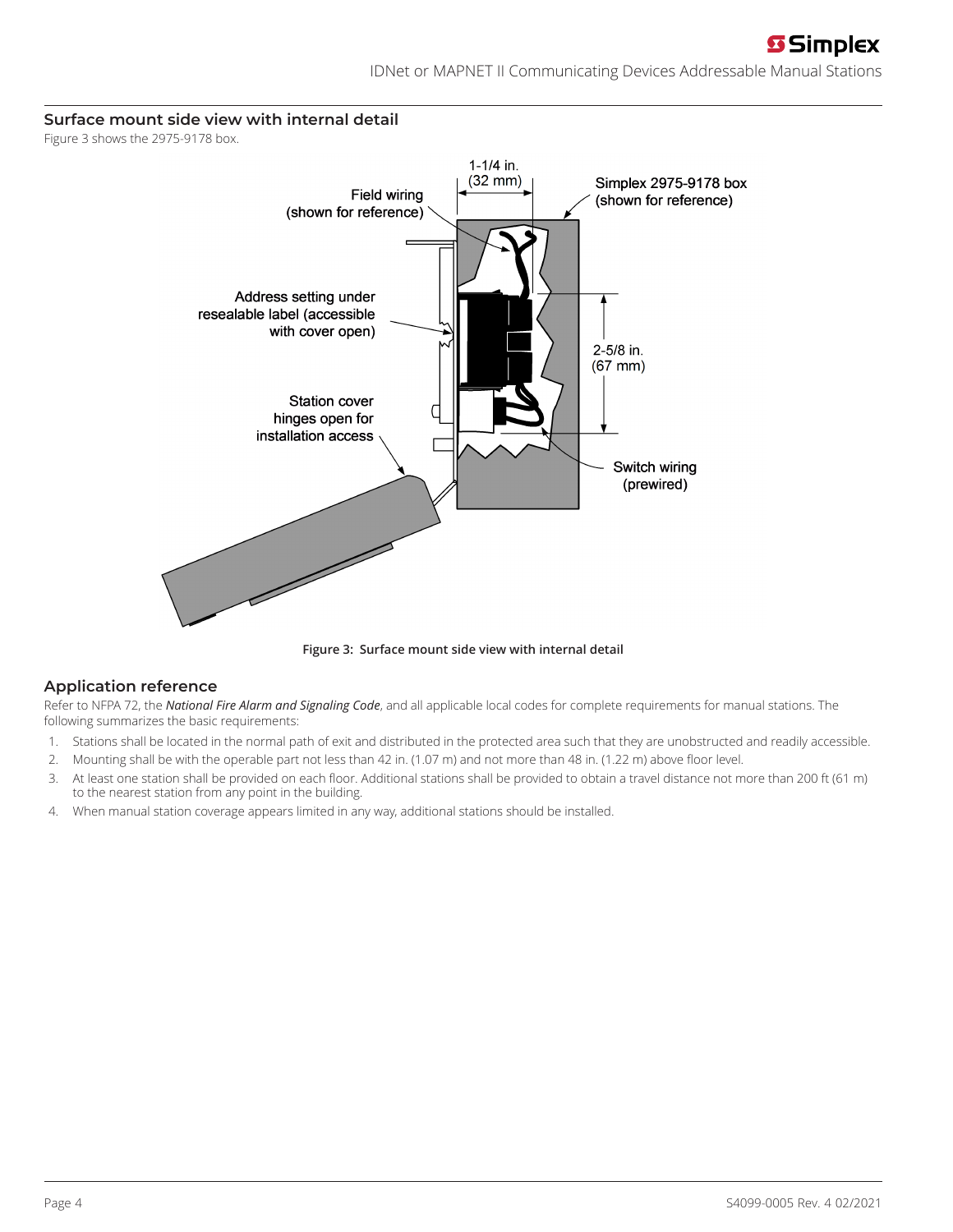## Surface mount side view with internal detail

Figure 3 shows the 2975-9178 box.

Figure 3: Surface mount side view with internal detail

## Application reference

Refer to NFPA 72, the ***National Fire Alarm and Signaling Code***, and all applicable local codes for complete requirements for manual stations. The following summarizes the basic requirements:

1. Stations shall be located in the normal path of exit and distributed in the protected area such that they are unobstructed and readily accessible.
2. Mounting shall be with the operable part not less than 42 in. (1.07 m) and not more than 48 in. (1.22 m) above floor level.
3. At least one station shall be provided on each floor. Additional stations shall be provided to obtain a travel distance not more than 200 ft (61 m) to the nearest station from any point in the building.
4. When manual station coverage appears limited in any way, additional stations should be installed.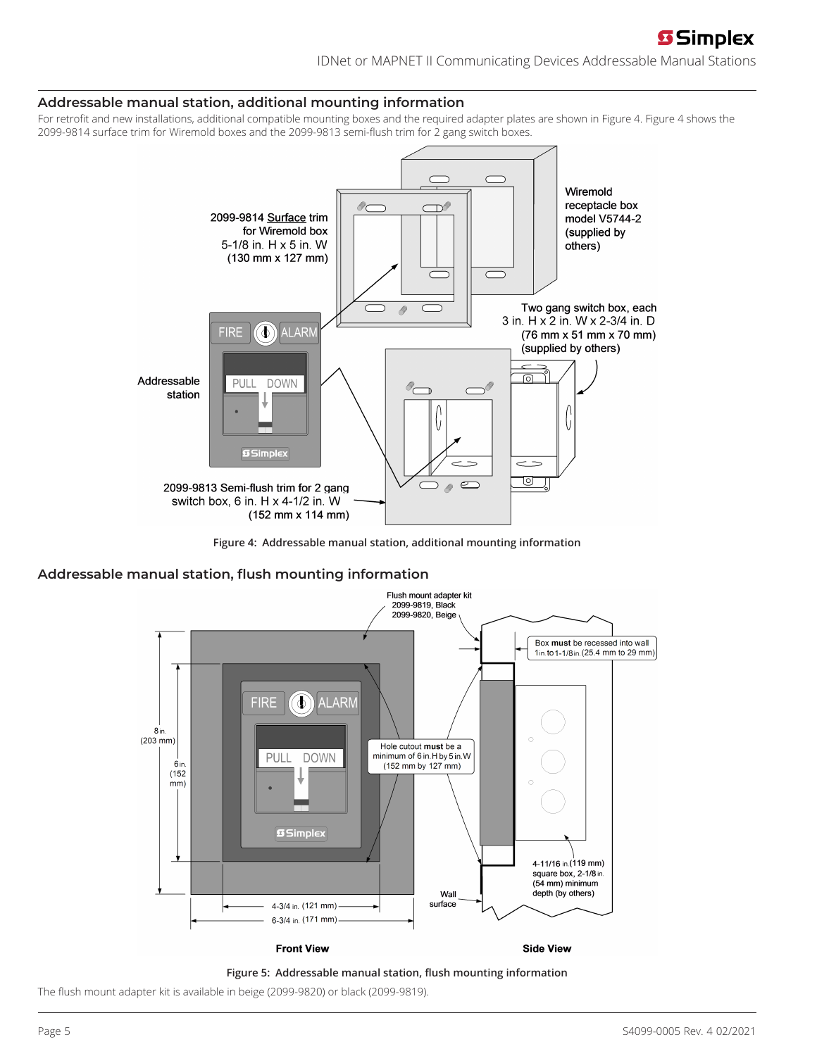## Addressable manual station, additional mounting information

For retrofit and new installations, additional compatible mounting boxes and the required adapter plates are shown in Figure 4. Figure 4 shows the 2099-9814 surface trim for Wiremold boxes and the 2099-9813 semi-flush trim for 2 gang switch boxes.

Figure 4: Addressable manual station, additional mounting information

## Addressable manual station, flush mounting information

Figure 5: Addressable manual station, flush mounting information

The flush mount adapter kit is available in beige (2099-9820) or black (2099-9819).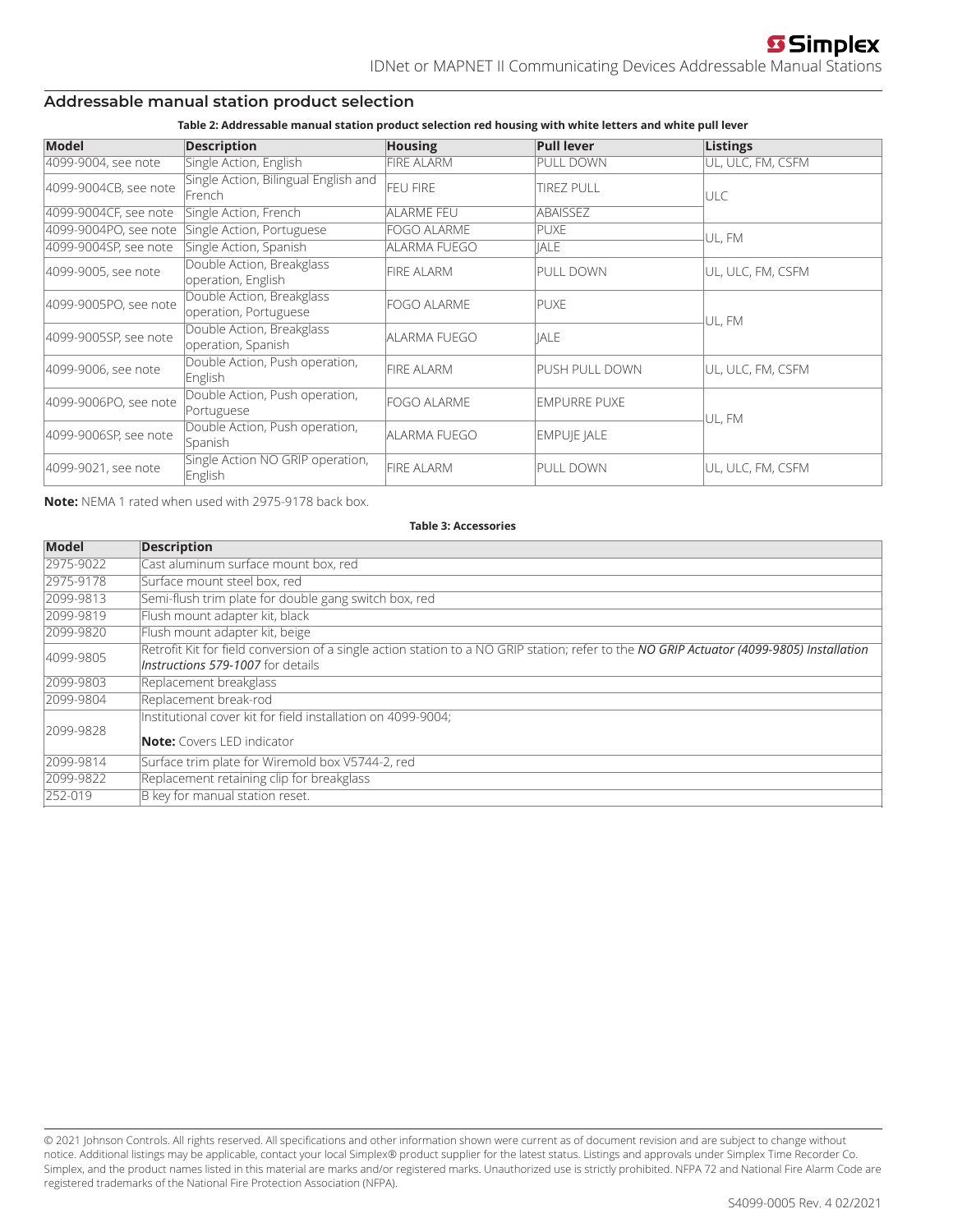## Addressable manual station product selection

**Table 2: Addressable manual station product selection red housing with white letters and white pull lever**

| Model | Description | Housing | Pull lever | Listings |
|---|---|---|---|---|
| 4099-9004, see note | Single Action, English | FIRE ALARM | PULL DOWN | UL, ULC, FM, CSFM |
| 4099-9004CB, see note | Single Action, Bilingual English and French | FEU FIRE | TIREZ PULL | ULC |
| 4099-9004CF, see note | Single Action, French | ALARME FEU | ABAISSEZ | ULC |
| 4099-9004PO, see note | Single Action, Portuguese | FOGO ALARME | PUXE | UL, FM |
| 4099-9004SP, see note | Single Action, Spanish | ALARMA FUEGO | JALE | UL, FM |
| 4099-9005, see note | Double Action, Breakglass operation, English | FIRE ALARM | PULL DOWN | UL, ULC, FM, CSFM |
| 4099-9005PO, see note | Double Action, Breakglass operation, Portuguese | FOGO ALARME | PUXE | UL, FM |
| 4099-9005SP, see note | Double Action, Breakglass operation, Spanish | ALARMA FUEGO | JALE | UL, FM |
| 4099-9006, see note | Double Action, Push operation, English | FIRE ALARM | PUSH PULL DOWN | UL, ULC, FM, CSFM |
| 4099-9006PO, see note | Double Action, Push operation, Portuguese | FOGO ALARME | EMPURRE PUXE | UL, FM |
| 4099-9006SP, see note | Double Action, Push operation, Spanish | ALARMA FUEGO | EMPUJE JALE | UL, FM |
| 4099-9021, see note | Single Action NO GRIP operation, English | FIRE ALARM | PULL DOWN | UL, ULC, FM, CSFM |

**Note:** NEMA 1 rated when used with 2975-9178 back box.

**Table 3: Accessories**

| Model | Description |
|---|---|
| 2975-9022 | Cast aluminum surface mount box, red |
| 2975-9178 | Surface mount steel box, red |
| 2099-9813 | Semi-flush trim plate for double gang switch box, red |
| 2099-9819 | Flush mount adapter kit, black |
| 2099-9820 | Flush mount adapter kit, beige |
| 4099-9805 | Retrofit Kit for field conversion of a single action station to a NO GRIP station; refer to the ***NO GRIP Actuator (4099-9805) Installation*** *Instructions 579-1007* for details |
| 2099-9803 | Replacement breakglass |
| 2099-9804 | Replacement break-rod |
| 2099-9828 | Institutional cover kit for field installation on 4099-9004; **Note:** Covers LED indicator |
| 2099-9814 | Surface trim plate for Wiremold box V5744-2, red |
| 2099-9822 | Replacement retaining clip for breakglass |
| 252-019 | B key for manual station reset. |

© 2021 Johnson Controls. All rights reserved. All specifications and other information shown were current as of document revision and are subject to change without notice. Additional listings may be applicable, contact your local Simplex® product supplier for the latest status. Listings and approvals under Simplex Time Recorder Co. Simplex, and the product names listed in this material are marks and/or registered marks. Unauthorized use is strictly prohibited. NFPA 72 and National Fire Alarm Code are registered trademarks of the National Fire Protection Association (NFPA).

S4099-0005 Rev. 4 02/2021